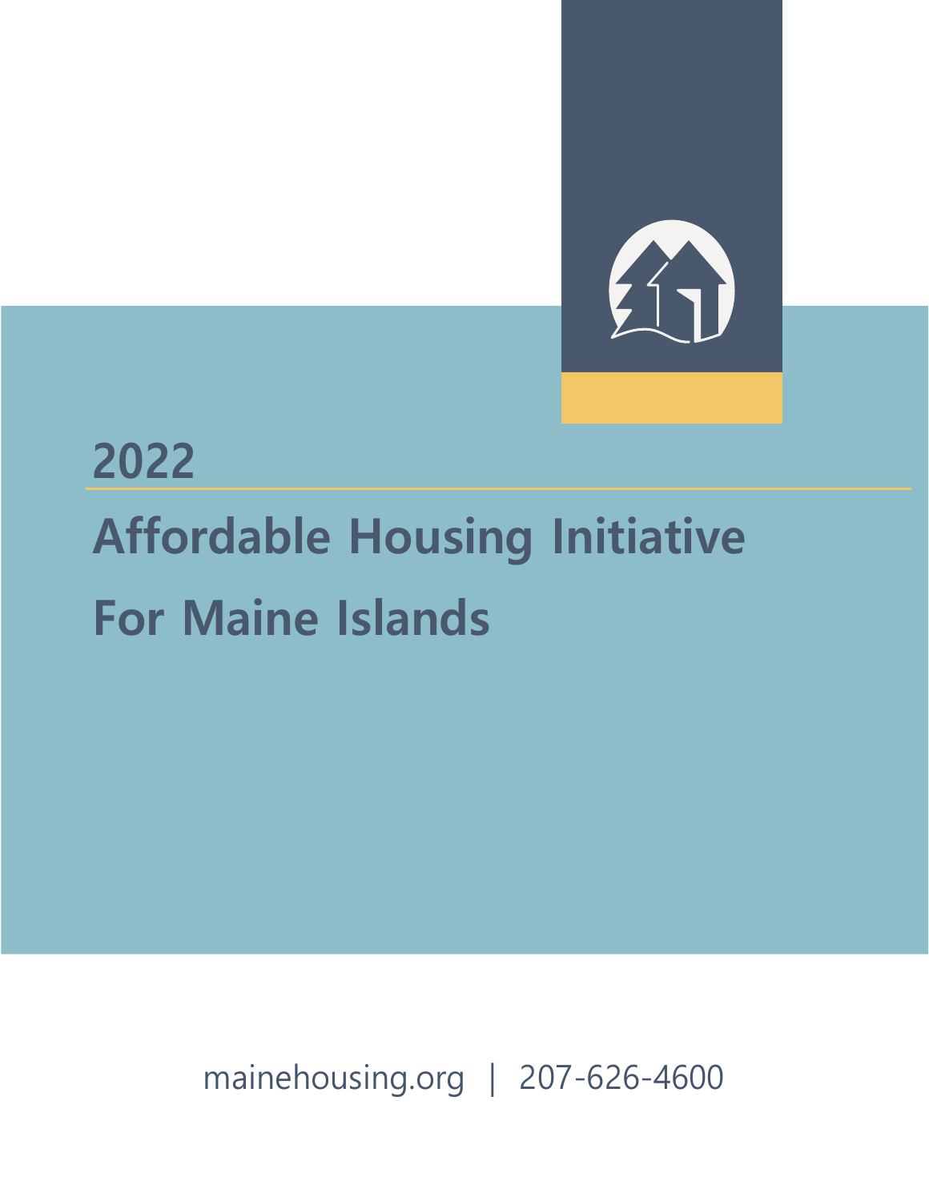# 2022

# Affordable Housing Initiative For Maine Islands

mainehousing.org | 207-626-4600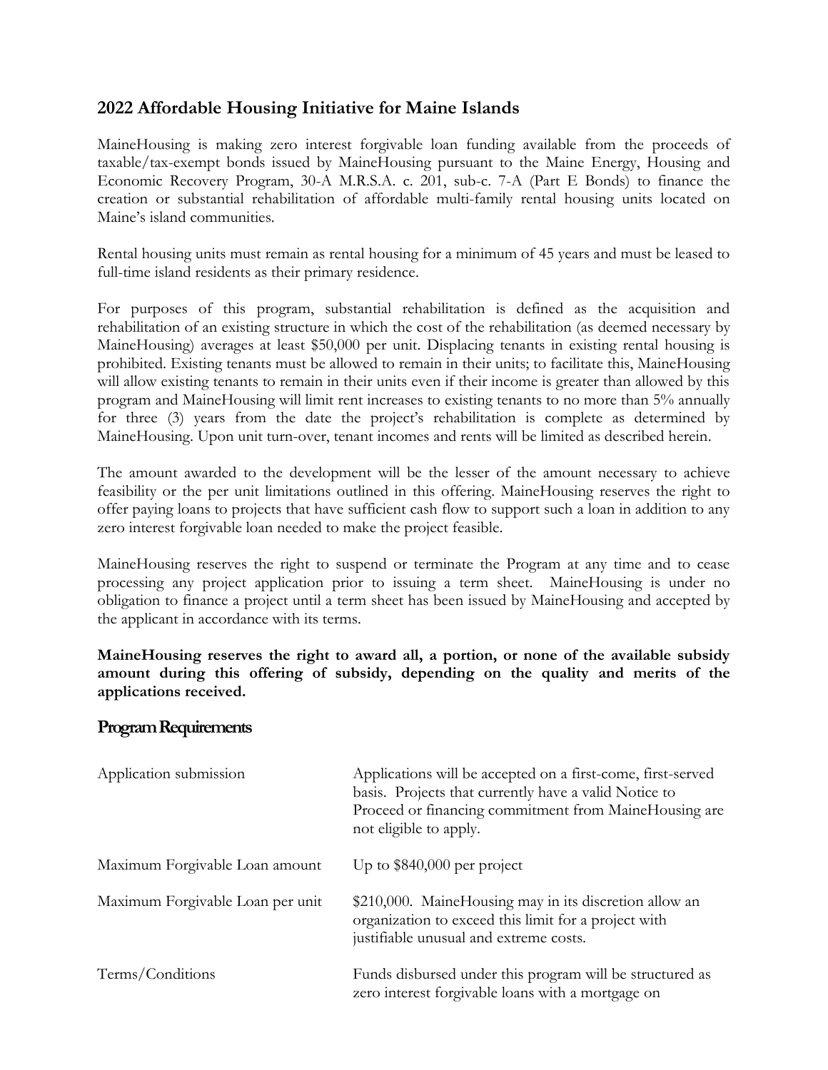## 2022 Affordable Housing Initiative for Maine Islands

MaineHousing is making zero interest forgivable loan funding available from the proceeds of taxable/tax-exempt bonds issued by MaineHousing pursuant to the Maine Energy, Housing and Economic Recovery Program, 30-A M.R.S.A. c. 201, sub-c. 7-A (Part E Bonds) to finance the creation or substantial rehabilitation of affordable multi-family rental housing units located on Maine's island communities.

Rental housing units must remain as rental housing for a minimum of 45 years and must be leased to full-time island residents as their primary residence.

For purposes of this program, substantial rehabilitation is defined as the acquisition and rehabilitation of an existing structure in which the cost of the rehabilitation (as deemed necessary by MaineHousing) averages at least $50,000 per unit. Displacing tenants in existing rental housing is prohibited. Existing tenants must be allowed to remain in their units; to facilitate this, MaineHousing will allow existing tenants to remain in their units even if their income is greater than allowed by this program and MaineHousing will limit rent increases to existing tenants to no more than 5% annually for three (3) years from the date the project's rehabilitation is complete as determined by MaineHousing. Upon unit turn-over, tenant incomes and rents will be limited as described herein.

The amount awarded to the development will be the lesser of the amount necessary to achieve feasibility or the per unit limitations outlined in this offering. MaineHousing reserves the right to offer paying loans to projects that have sufficient cash flow to support such a loan in addition to any zero interest forgivable loan needed to make the project feasible.

MaineHousing reserves the right to suspend or terminate the Program at any time and to cease processing any project application prior to issuing a term sheet. MaineHousing is under no obligation to finance a project until a term sheet has been issued by MaineHousing and accepted by the applicant in accordance with its terms.

**MaineHousing reserves the right to award all, a portion, or none of the available subsidy amount during this offering of subsidy, depending on the quality and merits of the applications received.**

## Program Requirements

| | |
|---|---|
| Application submission | Applications will be accepted on a first-come, first-served basis. Projects that currently have a valid Notice to Proceed or financing commitment from MaineHousing are not eligible to apply. |
| Maximum Forgivable Loan amount | Up to $840,000 per project |
| Maximum Forgivable Loan per unit | $210,000. MaineHousing may in its discretion allow an organization to exceed this limit for a project with justifiable unusual and extreme costs. |
| Terms/Conditions | Funds disbursed under this program will be structured as zero interest forgivable loans with a mortgage on |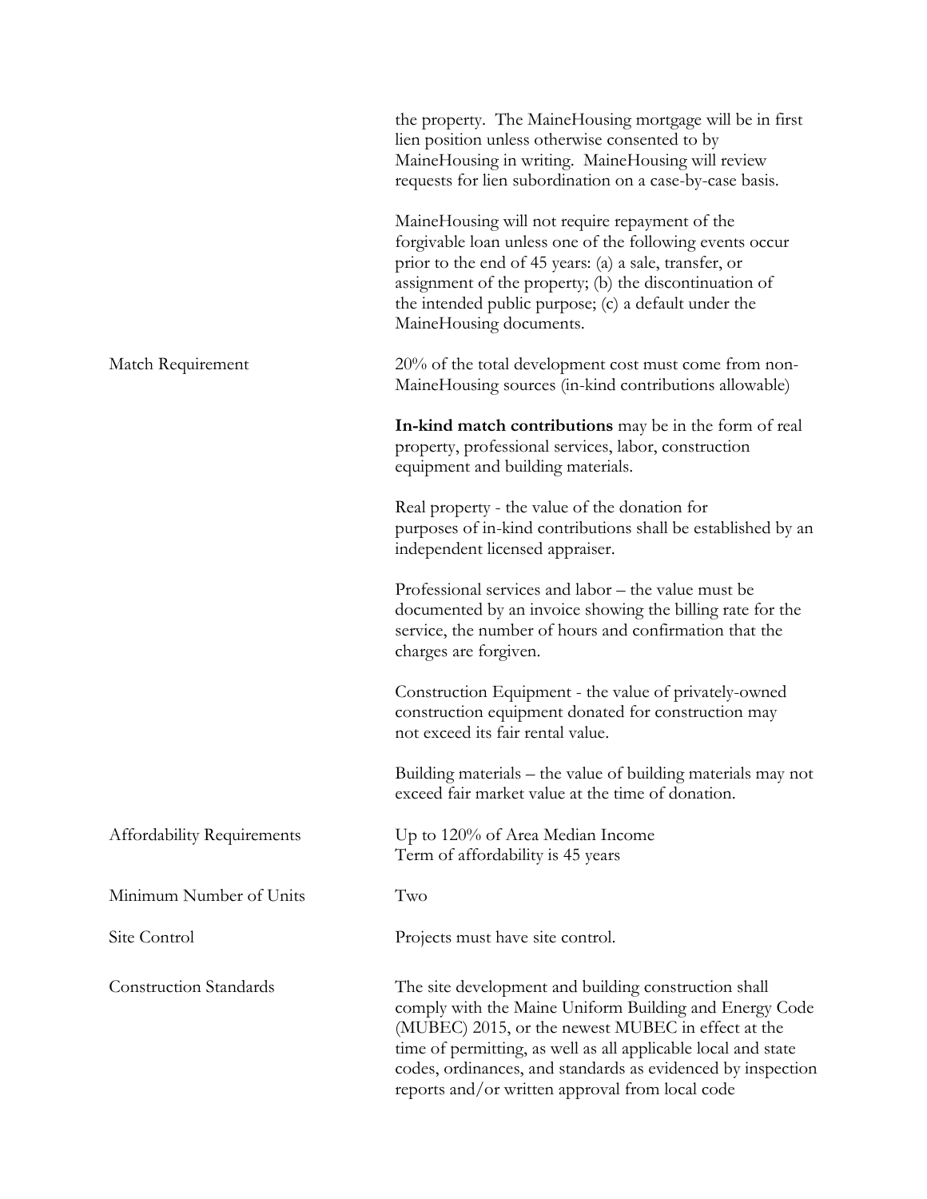| | |
|---|---|
| | the property. The MaineHousing mortgage will be in first lien position unless otherwise consented to by MaineHousing in writing. MaineHousing will review requests for lien subordination on a case-by-case basis.<br><br>MaineHousing will not require repayment of the forgivable loan unless one of the following events occur prior to the end of 45 years: (a) a sale, transfer, or assignment of the property; (b) the discontinuation of the intended public purpose; (c) a default under the MaineHousing documents. |
| Match Requirement | 20% of the total development cost must come from non-MaineHousing sources (in-kind contributions allowable)<br><br>**In-kind match contributions** may be in the form of real property, professional services, labor, construction equipment and building materials.<br><br>Real property - the value of the donation for purposes of in-kind contributions shall be established by an independent licensed appraiser.<br><br>Professional services and labor – the value must be documented by an invoice showing the billing rate for the service, the number of hours and confirmation that the charges are forgiven.<br><br>Construction Equipment - the value of privately-owned construction equipment donated for construction may not exceed its fair rental value.<br><br>Building materials – the value of building materials may not exceed fair market value at the time of donation. |
| Affordability Requirements | Up to 120% of Area Median Income<br>Term of affordability is 45 years |
| Minimum Number of Units | Two |
| Site Control | Projects must have site control. |
| Construction Standards | The site development and building construction shall comply with the Maine Uniform Building and Energy Code (MUBEC) 2015, or the newest MUBEC in effect at the time of permitting, as well as all applicable local and state codes, ordinances, and standards as evidenced by inspection reports and/or written approval from local code |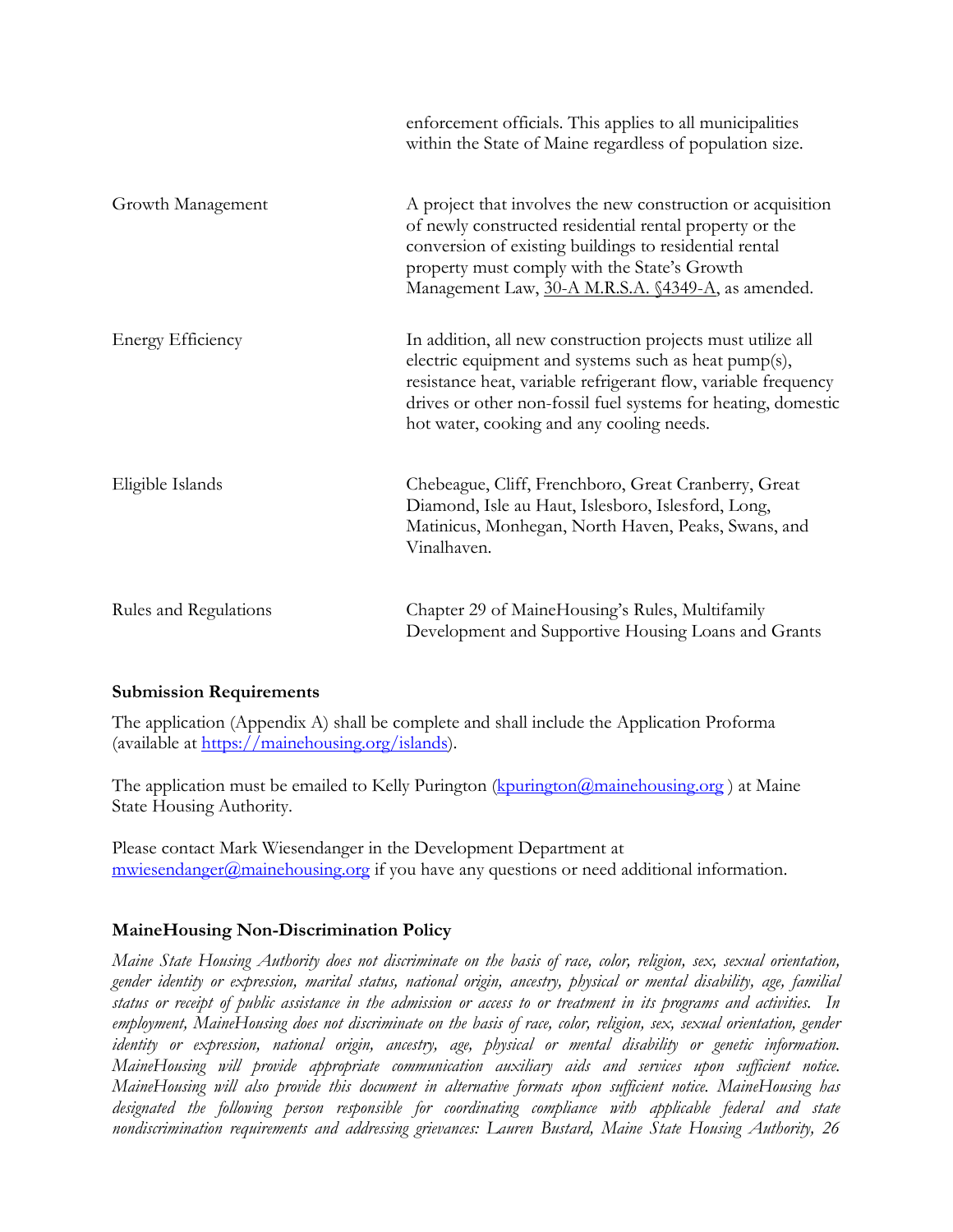| | |
|---|---|
| | enforcement officials. This applies to all municipalities within the State of Maine regardless of population size. |
| Growth Management | A project that involves the new construction or acquisition of newly constructed residential rental property or the conversion of existing buildings to residential rental property must comply with the State's Growth Management Law, 30-A M.R.S.A. §4349-A, as amended. |
| Energy Efficiency | In addition, all new construction projects must utilize all electric equipment and systems such as heat pump(s), resistance heat, variable refrigerant flow, variable frequency drives or other non-fossil fuel systems for heating, domestic hot water, cooking and any cooling needs. |
| Eligible Islands | Chebeague, Cliff, Frenchboro, Great Cranberry, Great Diamond, Isle au Haut, Islesboro, Islesford, Long, Matinicus, Monhegan, North Haven, Peaks, Swans, and Vinalhaven. |
| Rules and Regulations | Chapter 29 of MaineHousing's Rules, Multifamily Development and Supportive Housing Loans and Grants |

**Submission Requirements**

The application (Appendix A) shall be complete and shall include the Application Proforma (available at https://mainehousing.org/islands).

The application must be emailed to Kelly Purington (kpurington@mainehousing.org ) at Maine State Housing Authority.

Please contact Mark Wiesendanger in the Development Department at mwiesendanger@mainehousing.org if you have any questions or need additional information.

**MaineHousing Non-Discrimination Policy**

*Maine State Housing Authority does not discriminate on the basis of race, color, religion, sex, sexual orientation, gender identity or expression, marital status, national origin, ancestry, physical or mental disability, age, familial status or receipt of public assistance in the admission or access to or treatment in its programs and activities. In employment, MaineHousing does not discriminate on the basis of race, color, religion, sex, sexual orientation, gender identity or expression, national origin, ancestry, age, physical or mental disability or genetic information. MaineHousing will provide appropriate communication auxiliary aids and services upon sufficient notice. MaineHousing will also provide this document in alternative formats upon sufficient notice. MaineHousing has designated the following person responsible for coordinating compliance with applicable federal and state nondiscrimination requirements and addressing grievances: Lauren Bustard, Maine State Housing Authority, 26*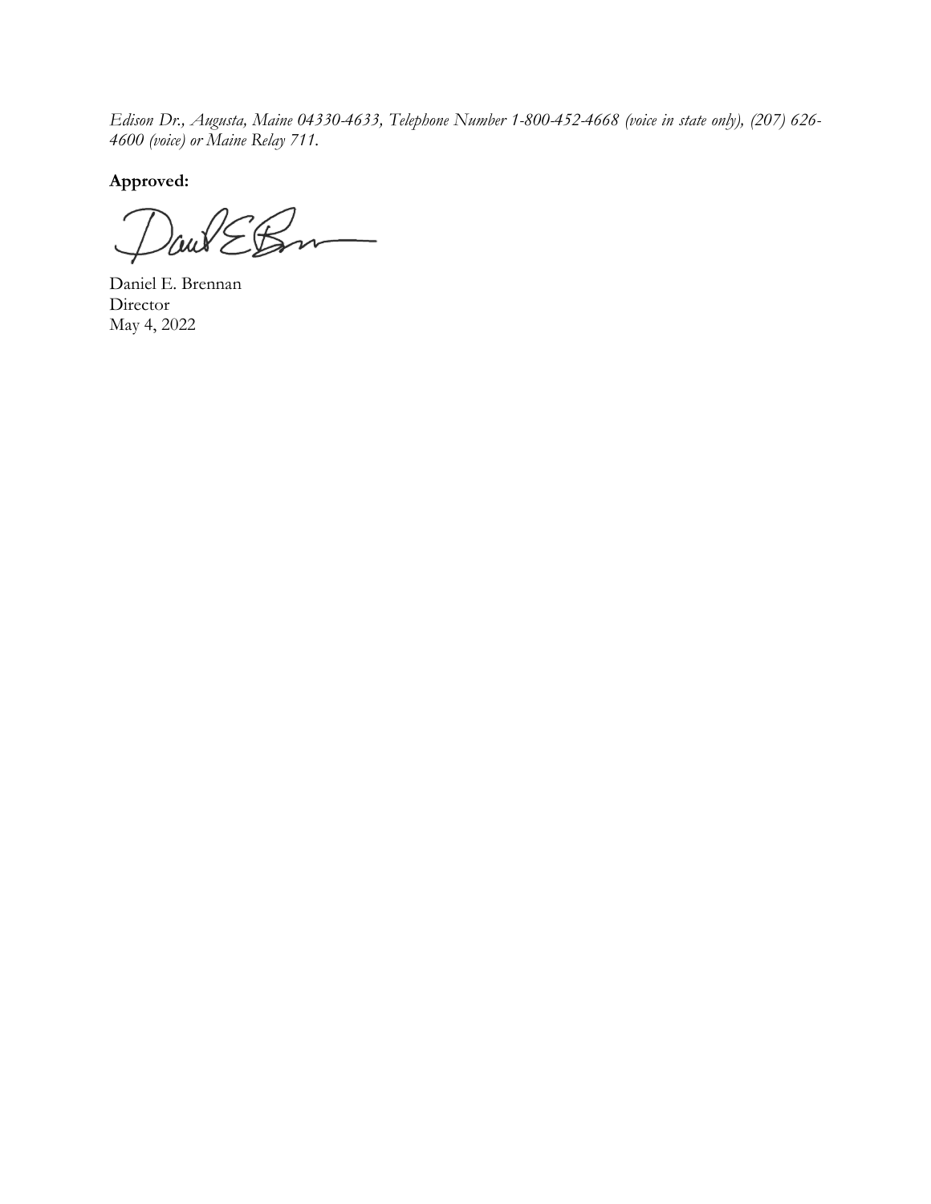*Edison Dr., Augusta, Maine 04330-4633, Telephone Number 1-800-452-4668 (voice in state only), (207) 626-4600 (voice) or Maine Relay 711.*

**Approved:**

Daniel E. Brennan
Director
May 4, 2022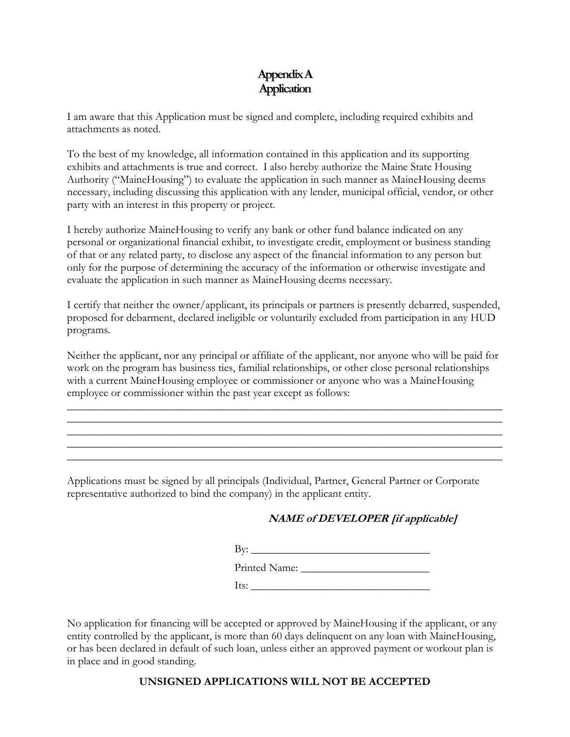# Appendix A
# Application

I am aware that this Application must be signed and complete, including required exhibits and attachments as noted.

To the best of my knowledge, all information contained in this application and its supporting exhibits and attachments is true and correct. I also hereby authorize the Maine State Housing Authority ("MaineHousing") to evaluate the application in such manner as MaineHousing deems necessary, including discussing this application with any lender, municipal official, vendor, or other party with an interest in this property or project.

I hereby authorize MaineHousing to verify any bank or other fund balance indicated on any personal or organizational financial exhibit, to investigate credit, employment or business standing of that or any related party, to disclose any aspect of the financial information to any person but only for the purpose of determining the accuracy of the information or otherwise investigate and evaluate the application in such manner as MaineHousing deems necessary.

I certify that neither the owner/applicant, its principals or partners is presently debarred, suspended, proposed for debarment, declared ineligible or voluntarily excluded from participation in any HUD programs.

Neither the applicant, nor any principal or affiliate of the applicant, nor anyone who will be paid for work on the program has business ties, familial relationships, or other close personal relationships with a current MaineHousing employee or commissioner or anyone who was a MaineHousing employee or commissioner within the past year except as follows:

______________________________________________________________________________
______________________________________________________________________________
______________________________________________________________________________
______________________________________________________________________________
______________________________________________________________________________

Applications must be signed by all principals (Individual, Partner, General Partner or Corporate representative authorized to bind the company) in the applicant entity.

***NAME of DEVELOPER [if applicable]***

By: ________________________________

Printed Name: ______________________

Its: ________________________________

No application for financing will be accepted or approved by MaineHousing if the applicant, or any entity controlled by the applicant, is more than 60 days delinquent on any loan with MaineHousing, or has been declared in default of such loan, unless either an approved payment or workout plan is in place and in good standing.

**UNSIGNED APPLICATIONS WILL NOT BE ACCEPTED**